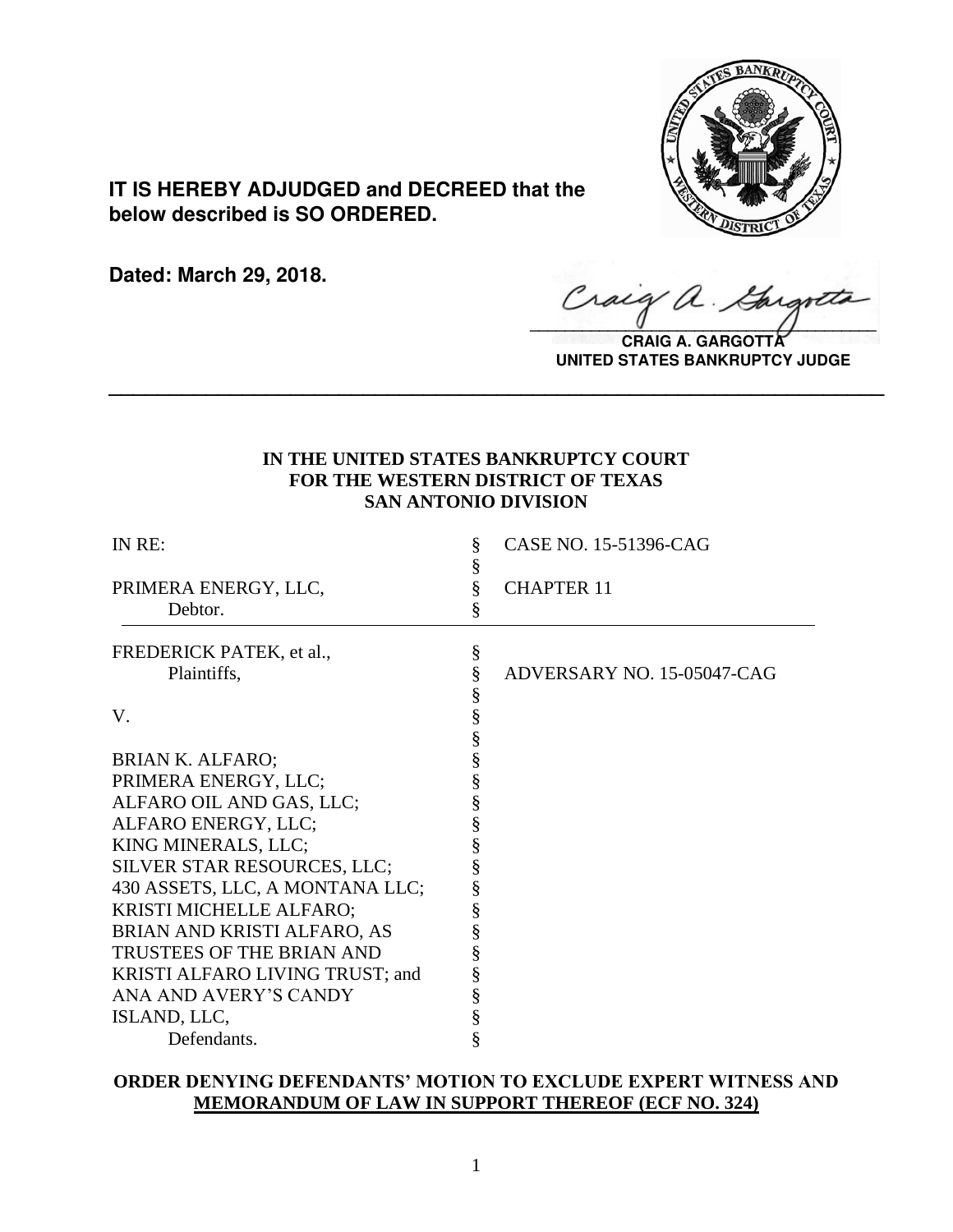**IT IS HEREBY ADJUDGED and DECREED that the below described is SO ORDERED.**

**Dated: March 29, 2018.**

**CRAIG A. GARGOTTA**
**UNITED STATES BANKRUPTCY JUDGE**

---

**IN THE UNITED STATES BANKRUPTCY COURT**
**FOR THE WESTERN DISTRICT OF TEXAS**
**SAN ANTONIO DIVISION**

| | | |
|---|---|---|
| IN RE: | § | CASE NO. 15-51396-CAG |
| | § | |
| PRIMERA ENERGY, LLC, | § | CHAPTER 11 |
| Debtor. | § | |
| FREDERICK PATEK, et al., | § | |
| Plaintiffs, | § | ADVERSARY NO. 15-05047-CAG |
| | § | |
| V. | § | |
| | § | |
| BRIAN K. ALFARO; | § | |
| PRIMERA ENERGY, LLC; | § | |
| ALFARO OIL AND GAS, LLC; | § | |
| ALFARO ENERGY, LLC; | § | |
| KING MINERALS, LLC; | § | |
| SILVER STAR RESOURCES, LLC; | § | |
| 430 ASSETS, LLC, A MONTANA LLC; | § | |
| KRISTI MICHELLE ALFARO; | § | |
| BRIAN AND KRISTI ALFARO, AS | § | |
| TRUSTEES OF THE BRIAN AND | § | |
| KRISTI ALFARO LIVING TRUST; and | § | |
| ANA AND AVERY'S CANDY | § | |
| ISLAND, LLC, | § | |
| Defendants. | § | |

**ORDER DENYING DEFENDANTS' MOTION TO EXCLUDE EXPERT WITNESS AND MEMORANDUM OF LAW IN SUPPORT THEREOF (ECF NO. 324)**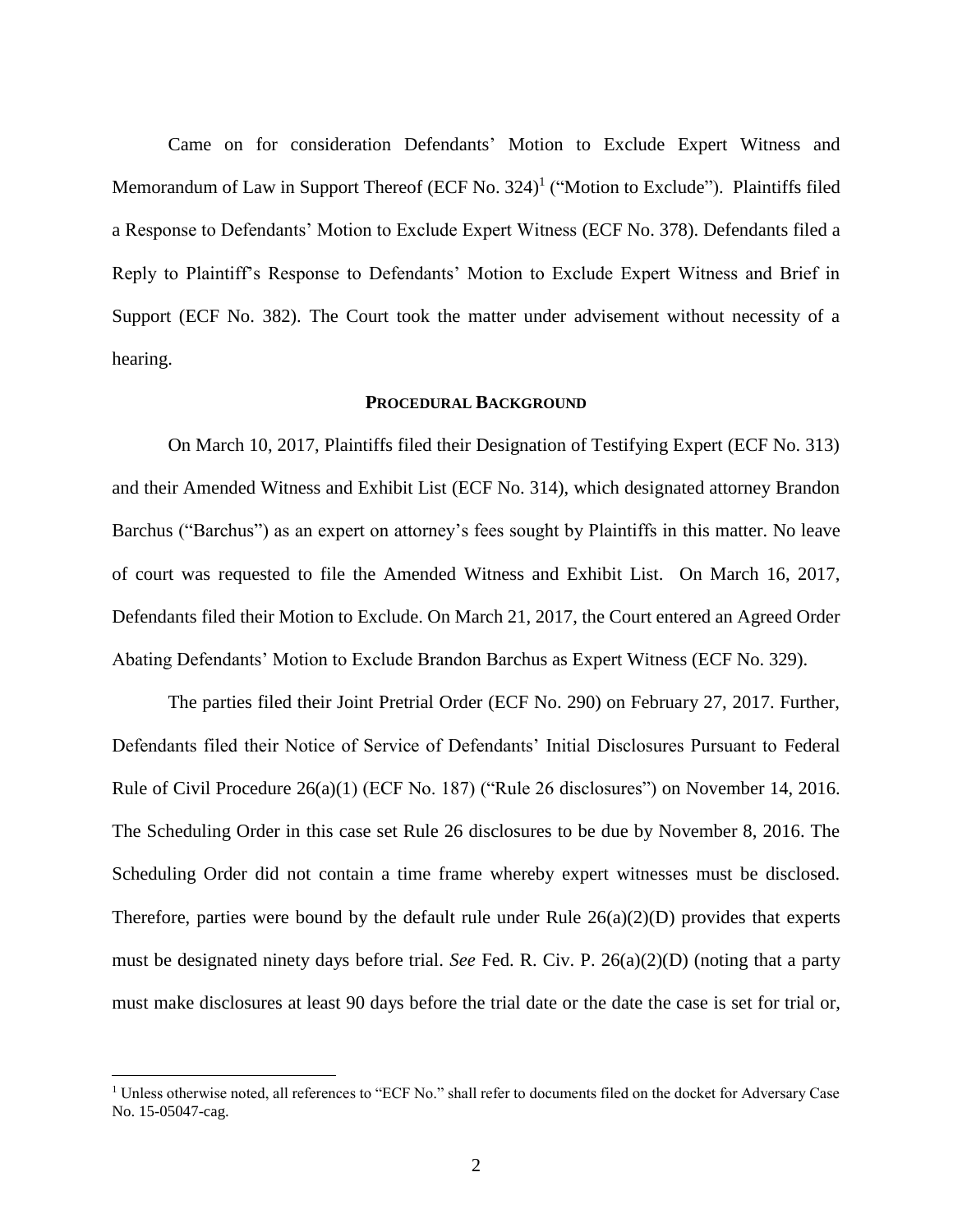Came on for consideration Defendants' Motion to Exclude Expert Witness and Memorandum of Law in Support Thereof (ECF No. 324)[1] ("Motion to Exclude"). Plaintiffs filed a Response to Defendants' Motion to Exclude Expert Witness (ECF No. 378). Defendants filed a Reply to Plaintiff's Response to Defendants' Motion to Exclude Expert Witness and Brief in Support (ECF No. 382). The Court took the matter under advisement without necessity of a hearing.

## PROCEDURAL BACKGROUND

On March 10, 2017, Plaintiffs filed their Designation of Testifying Expert (ECF No. 313) and their Amended Witness and Exhibit List (ECF No. 314), which designated attorney Brandon Barchus ("Barchus") as an expert on attorney's fees sought by Plaintiffs in this matter. No leave of court was requested to file the Amended Witness and Exhibit List. On March 16, 2017, Defendants filed their Motion to Exclude. On March 21, 2017, the Court entered an Agreed Order Abating Defendants' Motion to Exclude Brandon Barchus as Expert Witness (ECF No. 329).

The parties filed their Joint Pretrial Order (ECF No. 290) on February 27, 2017. Further, Defendants filed their Notice of Service of Defendants' Initial Disclosures Pursuant to Federal Rule of Civil Procedure 26(a)(1) (ECF No. 187) ("Rule 26 disclosures") on November 14, 2016. The Scheduling Order in this case set Rule 26 disclosures to be due by November 8, 2016. The Scheduling Order did not contain a time frame whereby expert witnesses must be disclosed. Therefore, parties were bound by the default rule under Rule 26(a)(2)(D) provides that experts must be designated ninety days before trial. *See* Fed. R. Civ. P. 26(a)(2)(D) (noting that a party must make disclosures at least 90 days before the trial date or the date the case is set for trial or,

[1] Unless otherwise noted, all references to "ECF No." shall refer to documents filed on the docket for Adversary Case No. 15-05047-cag.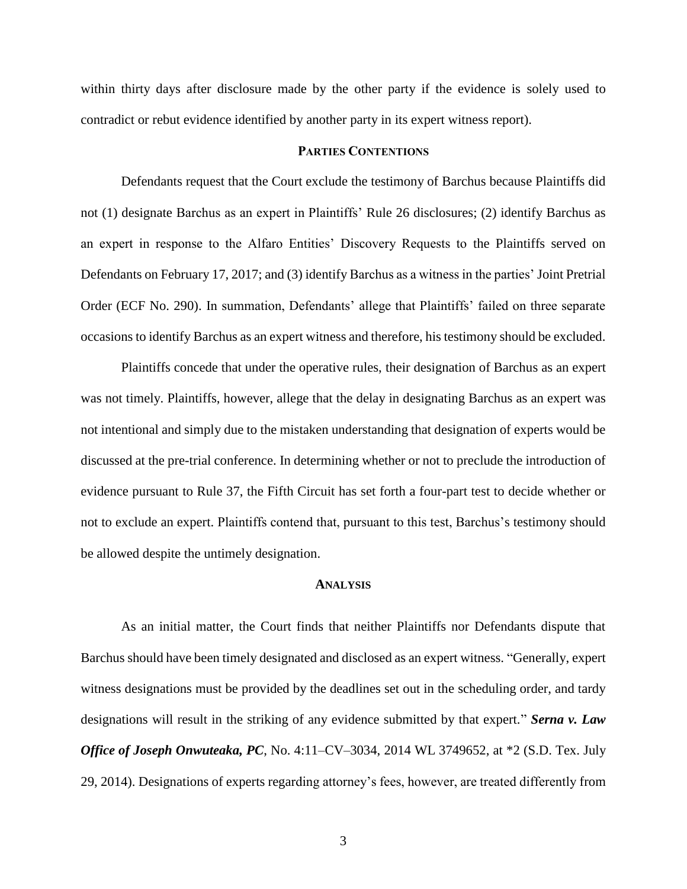within thirty days after disclosure made by the other party if the evidence is solely used to contradict or rebut evidence identified by another party in its expert witness report).

## **PARTIES CONTENTIONS**

Defendants request that the Court exclude the testimony of Barchus because Plaintiffs did not (1) designate Barchus as an expert in Plaintiffs' Rule 26 disclosures; (2) identify Barchus as an expert in response to the Alfaro Entities' Discovery Requests to the Plaintiffs served on Defendants on February 17, 2017; and (3) identify Barchus as a witness in the parties' Joint Pretrial Order (ECF No. 290). In summation, Defendants' allege that Plaintiffs' failed on three separate occasions to identify Barchus as an expert witness and therefore, his testimony should be excluded.

Plaintiffs concede that under the operative rules, their designation of Barchus as an expert was not timely. Plaintiffs, however, allege that the delay in designating Barchus as an expert was not intentional and simply due to the mistaken understanding that designation of experts would be discussed at the pre-trial conference. In determining whether or not to preclude the introduction of evidence pursuant to Rule 37, the Fifth Circuit has set forth a four-part test to decide whether or not to exclude an expert. Plaintiffs contend that, pursuant to this test, Barchus's testimony should be allowed despite the untimely designation.

## **ANALYSIS**

As an initial matter, the Court finds that neither Plaintiffs nor Defendants dispute that Barchus should have been timely designated and disclosed as an expert witness. "Generally, expert witness designations must be provided by the deadlines set out in the scheduling order, and tardy designations will result in the striking of any evidence submitted by that expert." ***Serna v. Law Office of Joseph Onwuteaka, PC***, No. 4:11–CV–3034, 2014 WL 3749652, at *2 (S.D. Tex. July 29, 2014). Designations of experts regarding attorney's fees, however, are treated differently from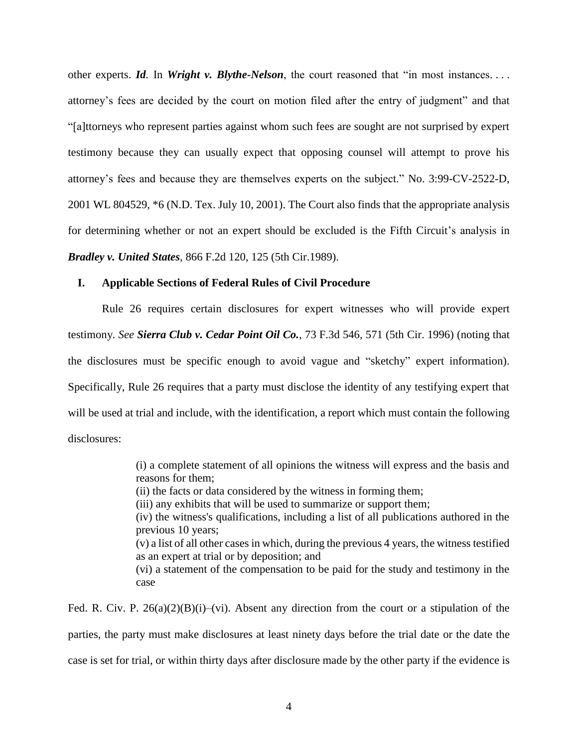other experts. ***Id***. In ***Wright v. Blythe-Nelson***, the court reasoned that "in most instances. . . . attorney's fees are decided by the court on motion filed after the entry of judgment" and that "[a]ttorneys who represent parties against whom such fees are sought are not surprised by expert testimony because they can usually expect that opposing counsel will attempt to prove his attorney's fees and because they are themselves experts on the subject." No. 3:99-CV-2522-D, 2001 WL 804529, *6 (N.D. Tex. July 10, 2001). The Court also finds that the appropriate analysis for determining whether or not an expert should be excluded is the Fifth Circuit's analysis in ***Bradley v. United States***, 866 F.2d 120, 125 (5th Cir.1989).

## I. Applicable Sections of Federal Rules of Civil Procedure

Rule 26 requires certain disclosures for expert witnesses who will provide expert testimony. *See* ***Sierra Club v. Cedar Point Oil Co.***, 73 F.3d 546, 571 (5th Cir. 1996) (noting that the disclosures must be specific enough to avoid vague and "sketchy" expert information). Specifically, Rule 26 requires that a party must disclose the identity of any testifying expert that will be used at trial and include, with the identification, a report which must contain the following disclosures:

> (i) a complete statement of all opinions the witness will express and the basis and reasons for them;
> (ii) the facts or data considered by the witness in forming them;
> (iii) any exhibits that will be used to summarize or support them;
> (iv) the witness's qualifications, including a list of all publications authored in the previous 10 years;
> (v) a list of all other cases in which, during the previous 4 years, the witness testified as an expert at trial or by deposition; and
> (vi) a statement of the compensation to be paid for the study and testimony in the case

Fed. R. Civ. P. 26(a)(2)(B)(i)–(vi). Absent any direction from the court or a stipulation of the parties, the party must make disclosures at least ninety days before the trial date or the date the case is set for trial, or within thirty days after disclosure made by the other party if the evidence is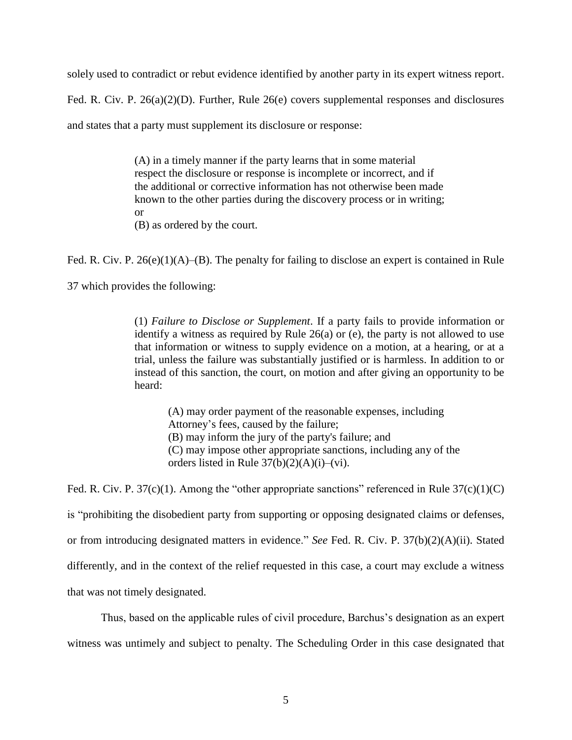solely used to contradict or rebut evidence identified by another party in its expert witness report. Fed. R. Civ. P. 26(a)(2)(D). Further, Rule 26(e) covers supplemental responses and disclosures and states that a party must supplement its disclosure or response:

> (A) in a timely manner if the party learns that in some material respect the disclosure or response is incomplete or incorrect, and if the additional or corrective information has not otherwise been made known to the other parties during the discovery process or in writing; or
> (B) as ordered by the court.

Fed. R. Civ. P. 26(e)(1)(A)–(B). The penalty for failing to disclose an expert is contained in Rule 37 which provides the following:

> (1) *Failure to Disclose or Supplement*. If a party fails to provide information or identify a witness as required by Rule 26(a) or (e), the party is not allowed to use that information or witness to supply evidence on a motion, at a hearing, or at a trial, unless the failure was substantially justified or is harmless. In addition to or instead of this sanction, the court, on motion and after giving an opportunity to be heard:
>
> > (A) may order payment of the reasonable expenses, including Attorney's fees, caused by the failure;
> > (B) may inform the jury of the party's failure; and
> > (C) may impose other appropriate sanctions, including any of the orders listed in Rule 37(b)(2)(A)(i)–(vi).

Fed. R. Civ. P. 37(c)(1). Among the "other appropriate sanctions" referenced in Rule 37(c)(1)(C) is "prohibiting the disobedient party from supporting or opposing designated claims or defenses, or from introducing designated matters in evidence." *See* Fed. R. Civ. P. 37(b)(2)(A)(ii). Stated differently, and in the context of the relief requested in this case, a court may exclude a witness that was not timely designated.

Thus, based on the applicable rules of civil procedure, Barchus's designation as an expert witness was untimely and subject to penalty. The Scheduling Order in this case designated that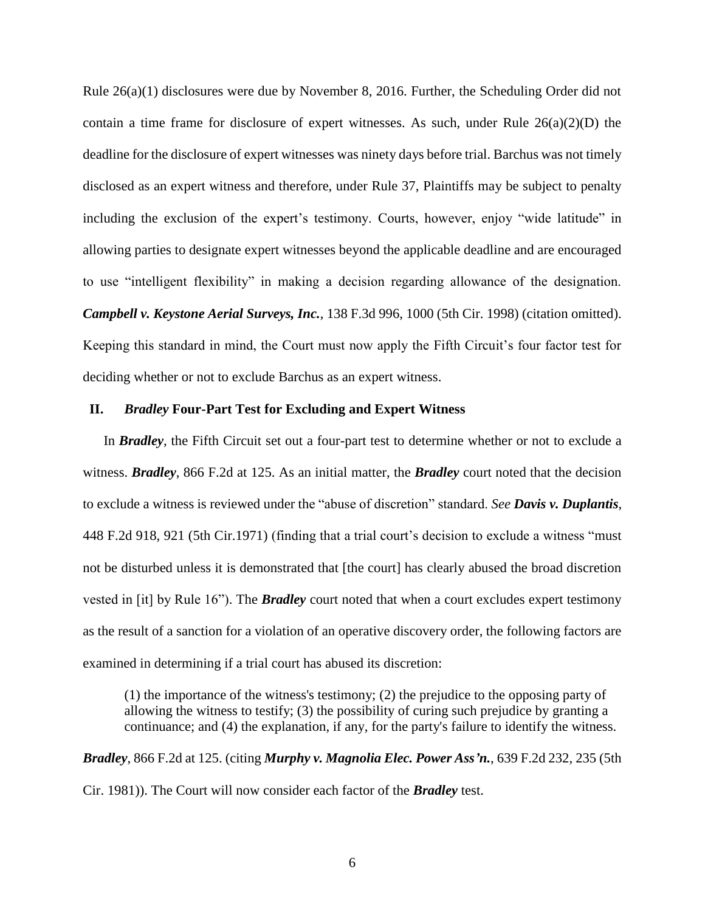Rule 26(a)(1) disclosures were due by November 8, 2016. Further, the Scheduling Order did not contain a time frame for disclosure of expert witnesses. As such, under Rule 26(a)(2)(D) the deadline for the disclosure of expert witnesses was ninety days before trial. Barchus was not timely disclosed as an expert witness and therefore, under Rule 37, Plaintiffs may be subject to penalty including the exclusion of the expert's testimony. Courts, however, enjoy "wide latitude" in allowing parties to designate expert witnesses beyond the applicable deadline and are encouraged to use "intelligent flexibility" in making a decision regarding allowance of the designation. ***Campbell v. Keystone Aerial Surveys, Inc.***, 138 F.3d 996, 1000 (5th Cir. 1998) (citation omitted). Keeping this standard in mind, the Court must now apply the Fifth Circuit's four factor test for deciding whether or not to exclude Barchus as an expert witness.

## II. *Bradley* Four-Part Test for Excluding and Expert Witness

In ***Bradley***, the Fifth Circuit set out a four-part test to determine whether or not to exclude a witness. ***Bradley***, 866 F.2d at 125. As an initial matter, the ***Bradley*** court noted that the decision to exclude a witness is reviewed under the "abuse of discretion" standard. *See* ***Davis v. Duplantis***, 448 F.2d 918, 921 (5th Cir.1971) (finding that a trial court's decision to exclude a witness "must not be disturbed unless it is demonstrated that [the court] has clearly abused the broad discretion vested in [it] by Rule 16"). The ***Bradley*** court noted that when a court excludes expert testimony as the result of a sanction for a violation of an operative discovery order, the following factors are examined in determining if a trial court has abused its discretion:

> (1) the importance of the witness's testimony; (2) the prejudice to the opposing party of allowing the witness to testify; (3) the possibility of curing such prejudice by granting a continuance; and (4) the explanation, if any, for the party's failure to identify the witness.

***Bradley***, 866 F.2d at 125. (citing ***Murphy v. Magnolia Elec. Power Ass'n.***, 639 F.2d 232, 235 (5th Cir. 1981)). The Court will now consider each factor of the ***Bradley*** test.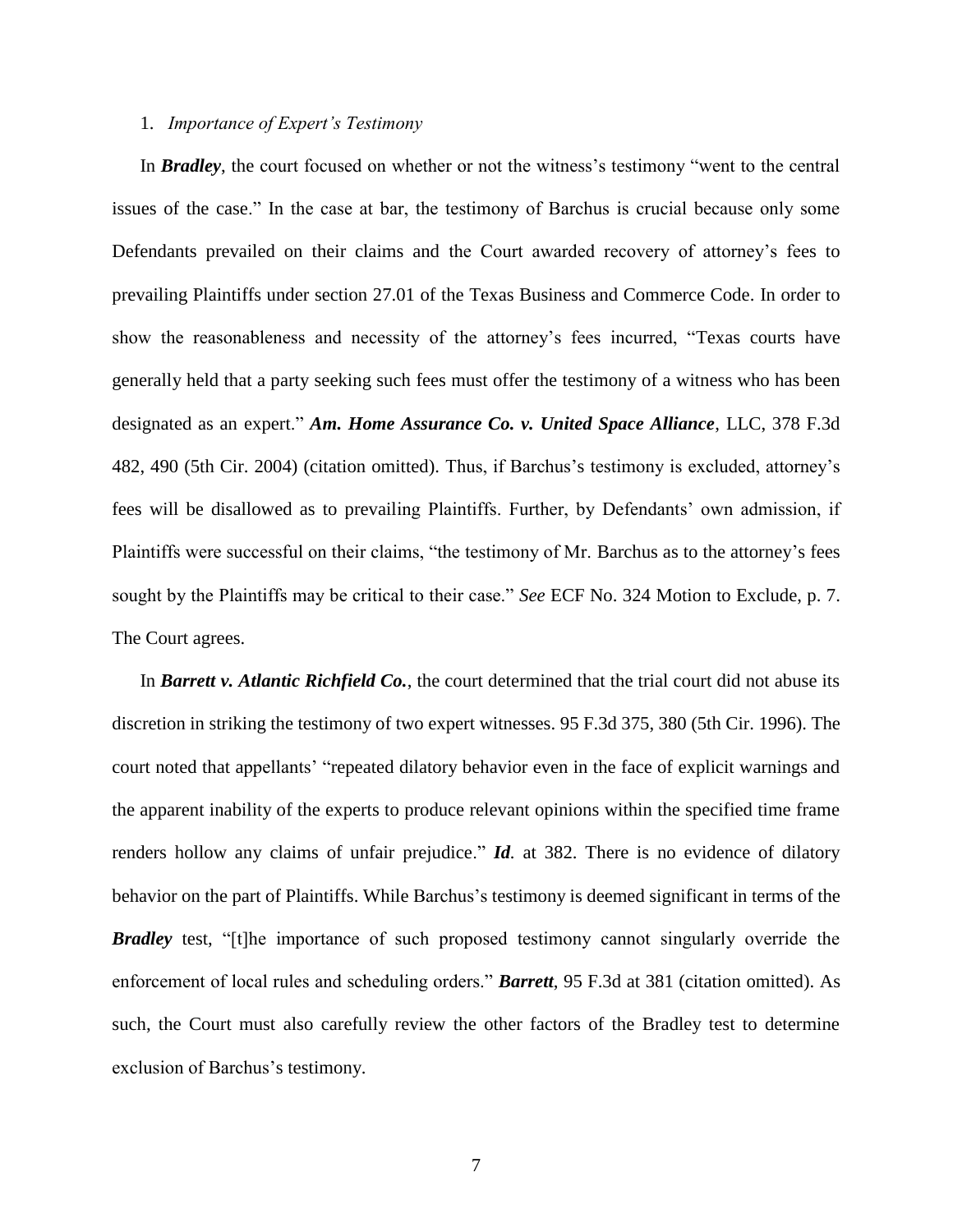1. *Importance of Expert's Testimony*

In ***Bradley***, the court focused on whether or not the witness's testimony "went to the central issues of the case." In the case at bar, the testimony of Barchus is crucial because only some Defendants prevailed on their claims and the Court awarded recovery of attorney's fees to prevailing Plaintiffs under section 27.01 of the Texas Business and Commerce Code. In order to show the reasonableness and necessity of the attorney's fees incurred, "Texas courts have generally held that a party seeking such fees must offer the testimony of a witness who has been designated as an expert." ***Am. Home Assurance Co. v. United Space Alliance***, LLC, 378 F.3d 482, 490 (5th Cir. 2004) (citation omitted). Thus, if Barchus's testimony is excluded, attorney's fees will be disallowed as to prevailing Plaintiffs. Further, by Defendants' own admission, if Plaintiffs were successful on their claims, "the testimony of Mr. Barchus as to the attorney's fees sought by the Plaintiffs may be critical to their case." *See* ECF No. 324 Motion to Exclude, p. 7. The Court agrees.

In ***Barrett v. Atlantic Richfield Co.***, the court determined that the trial court did not abuse its discretion in striking the testimony of two expert witnesses. 95 F.3d 375, 380 (5th Cir. 1996). The court noted that appellants' "repeated dilatory behavior even in the face of explicit warnings and the apparent inability of the experts to produce relevant opinions within the specified time frame renders hollow any claims of unfair prejudice." ***Id.*** at 382. There is no evidence of dilatory behavior on the part of Plaintiffs. While Barchus's testimony is deemed significant in terms of the ***Bradley*** test, "[t]he importance of such proposed testimony cannot singularly override the enforcement of local rules and scheduling orders." ***Barrett***, 95 F.3d at 381 (citation omitted). As such, the Court must also carefully review the other factors of the Bradley test to determine exclusion of Barchus's testimony.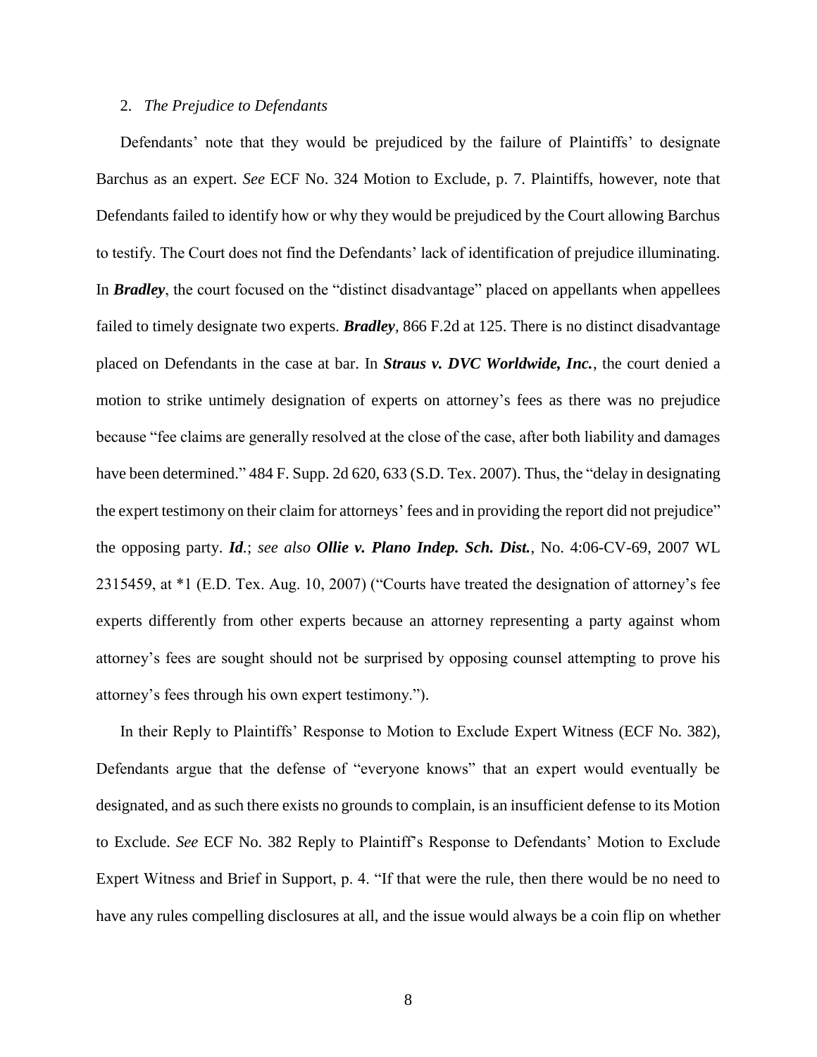2. *The Prejudice to Defendants*

Defendants' note that they would be prejudiced by the failure of Plaintiffs' to designate Barchus as an expert. *See* ECF No. 324 Motion to Exclude, p. 7. Plaintiffs, however, note that Defendants failed to identify how or why they would be prejudiced by the Court allowing Barchus to testify. The Court does not find the Defendants' lack of identification of prejudice illuminating. In ***Bradley***, the court focused on the "distinct disadvantage" placed on appellants when appellees failed to timely designate two experts. ***Bradley***, 866 F.2d at 125. There is no distinct disadvantage placed on Defendants in the case at bar. In ***Straus v. DVC Worldwide, Inc.***, the court denied a motion to strike untimely designation of experts on attorney's fees as there was no prejudice because "fee claims are generally resolved at the close of the case, after both liability and damages have been determined." 484 F. Supp. 2d 620, 633 (S.D. Tex. 2007). Thus, the "delay in designating the expert testimony on their claim for attorneys' fees and in providing the report did not prejudice" the opposing party. ***Id.***; *see also* ***Ollie v. Plano Indep. Sch. Dist.***, No. 4:06-CV-69, 2007 WL 2315459, at *1 (E.D. Tex. Aug. 10, 2007) ("Courts have treated the designation of attorney's fee experts differently from other experts because an attorney representing a party against whom attorney's fees are sought should not be surprised by opposing counsel attempting to prove his attorney's fees through his own expert testimony.").

In their Reply to Plaintiffs' Response to Motion to Exclude Expert Witness (ECF No. 382), Defendants argue that the defense of "everyone knows" that an expert would eventually be designated, and as such there exists no grounds to complain, is an insufficient defense to its Motion to Exclude. *See* ECF No. 382 Reply to Plaintiff's Response to Defendants' Motion to Exclude Expert Witness and Brief in Support, p. 4. "If that were the rule, then there would be no need to have any rules compelling disclosures at all, and the issue would always be a coin flip on whether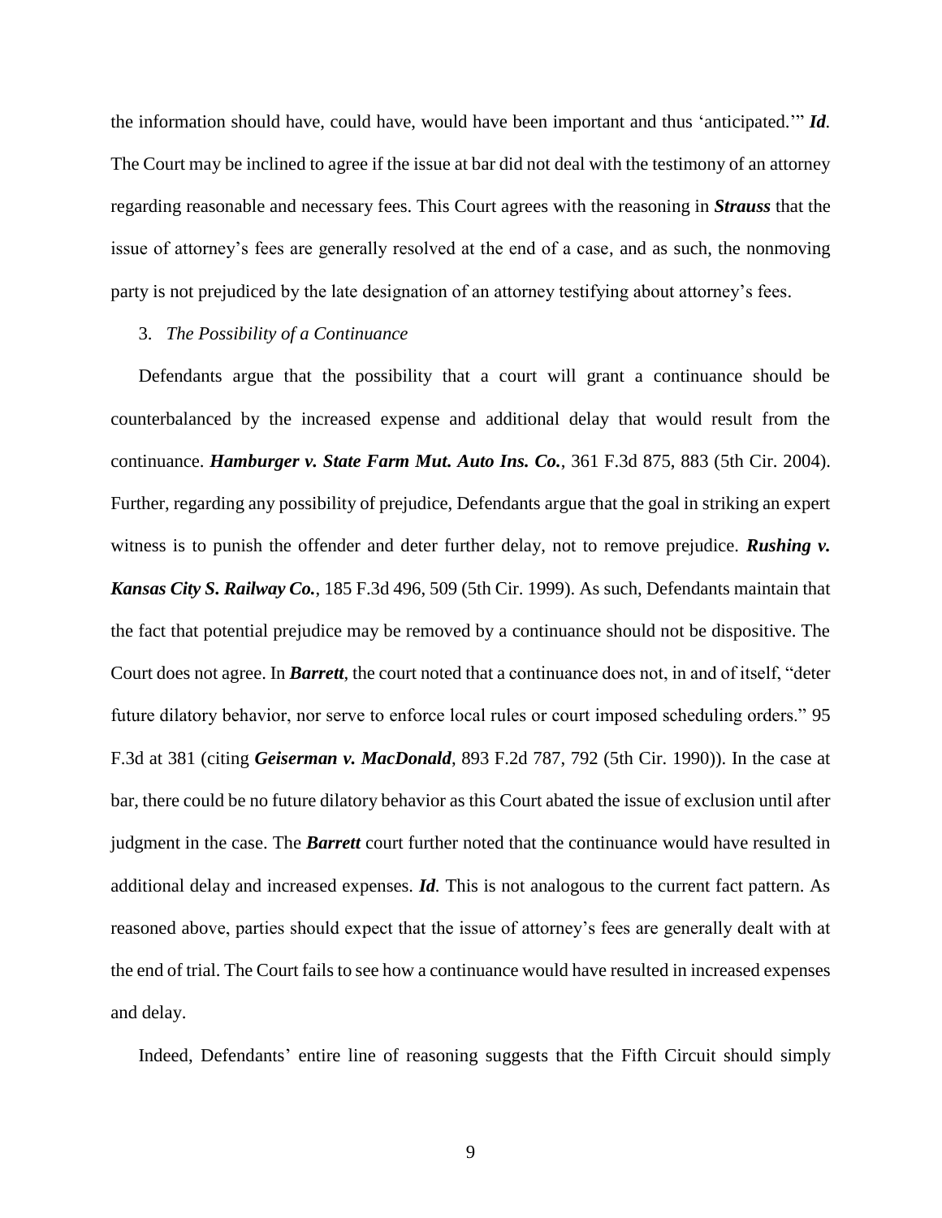the information should have, could have, would have been important and thus 'anticipated.'" ***Id.*** The Court may be inclined to agree if the issue at bar did not deal with the testimony of an attorney regarding reasonable and necessary fees. This Court agrees with the reasoning in ***Strauss*** that the issue of attorney's fees are generally resolved at the end of a case, and as such, the nonmoving party is not prejudiced by the late designation of an attorney testifying about attorney's fees.

3. *The Possibility of a Continuance*

Defendants argue that the possibility that a court will grant a continuance should be counterbalanced by the increased expense and additional delay that would result from the continuance. ***Hamburger v. State Farm Mut. Auto Ins. Co.***, 361 F.3d 875, 883 (5th Cir. 2004). Further, regarding any possibility of prejudice, Defendants argue that the goal in striking an expert witness is to punish the offender and deter further delay, not to remove prejudice. ***Rushing v. Kansas City S. Railway Co.***, 185 F.3d 496, 509 (5th Cir. 1999). As such, Defendants maintain that the fact that potential prejudice may be removed by a continuance should not be dispositive. The Court does not agree. In ***Barrett***, the court noted that a continuance does not, in and of itself, "deter future dilatory behavior, nor serve to enforce local rules or court imposed scheduling orders." 95 F.3d at 381 (citing ***Geiserman v. MacDonald***, 893 F.2d 787, 792 (5th Cir. 1990)). In the case at bar, there could be no future dilatory behavior as this Court abated the issue of exclusion until after judgment in the case. The ***Barrett*** court further noted that the continuance would have resulted in additional delay and increased expenses. ***Id.*** This is not analogous to the current fact pattern. As reasoned above, parties should expect that the issue of attorney's fees are generally dealt with at the end of trial. The Court fails to see how a continuance would have resulted in increased expenses and delay.

Indeed, Defendants' entire line of reasoning suggests that the Fifth Circuit should simply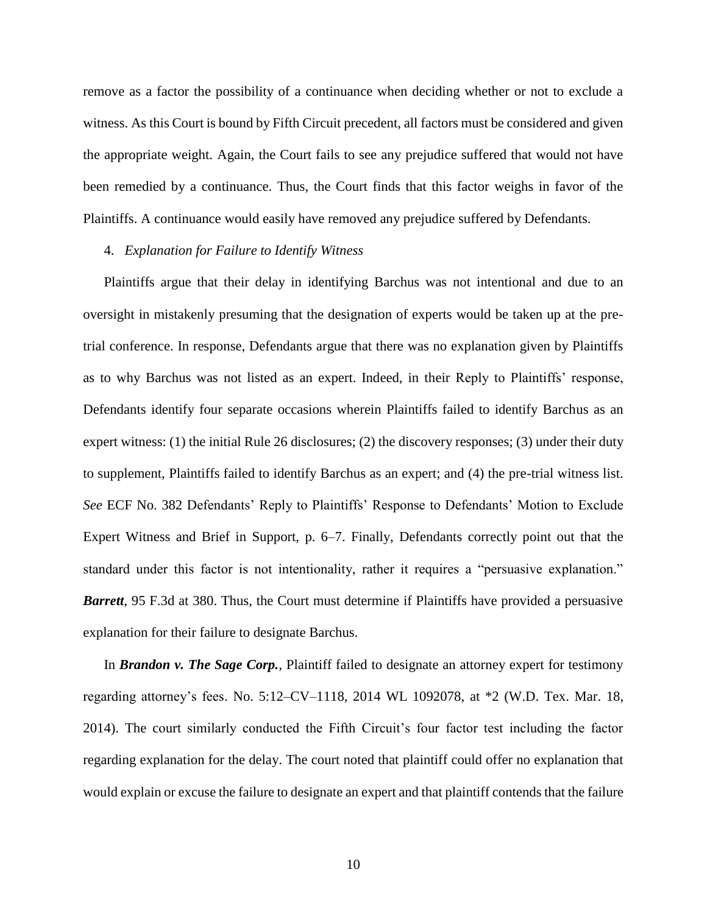remove as a factor the possibility of a continuance when deciding whether or not to exclude a witness. As this Court is bound by Fifth Circuit precedent, all factors must be considered and given the appropriate weight. Again, the Court fails to see any prejudice suffered that would not have been remedied by a continuance. Thus, the Court finds that this factor weighs in favor of the Plaintiffs. A continuance would easily have removed any prejudice suffered by Defendants.

4. *Explanation for Failure to Identify Witness*

Plaintiffs argue that their delay in identifying Barchus was not intentional and due to an oversight in mistakenly presuming that the designation of experts would be taken up at the pre-trial conference. In response, Defendants argue that there was no explanation given by Plaintiffs as to why Barchus was not listed as an expert. Indeed, in their Reply to Plaintiffs' response, Defendants identify four separate occasions wherein Plaintiffs failed to identify Barchus as an expert witness: (1) the initial Rule 26 disclosures; (2) the discovery responses; (3) under their duty to supplement, Plaintiffs failed to identify Barchus as an expert; and (4) the pre-trial witness list. *See* ECF No. 382 Defendants' Reply to Plaintiffs' Response to Defendants' Motion to Exclude Expert Witness and Brief in Support, p. 6–7. Finally, Defendants correctly point out that the standard under this factor is not intentionality, rather it requires a "persuasive explanation." ***Barrett***, 95 F.3d at 380. Thus, the Court must determine if Plaintiffs have provided a persuasive explanation for their failure to designate Barchus.

In ***Brandon v. The Sage Corp.***, Plaintiff failed to designate an attorney expert for testimony regarding attorney's fees. No. 5:12–CV–1118, 2014 WL 1092078, at *2 (W.D. Tex. Mar. 18, 2014). The court similarly conducted the Fifth Circuit's four factor test including the factor regarding explanation for the delay. The court noted that plaintiff could offer no explanation that would explain or excuse the failure to designate an expert and that plaintiff contends that the failure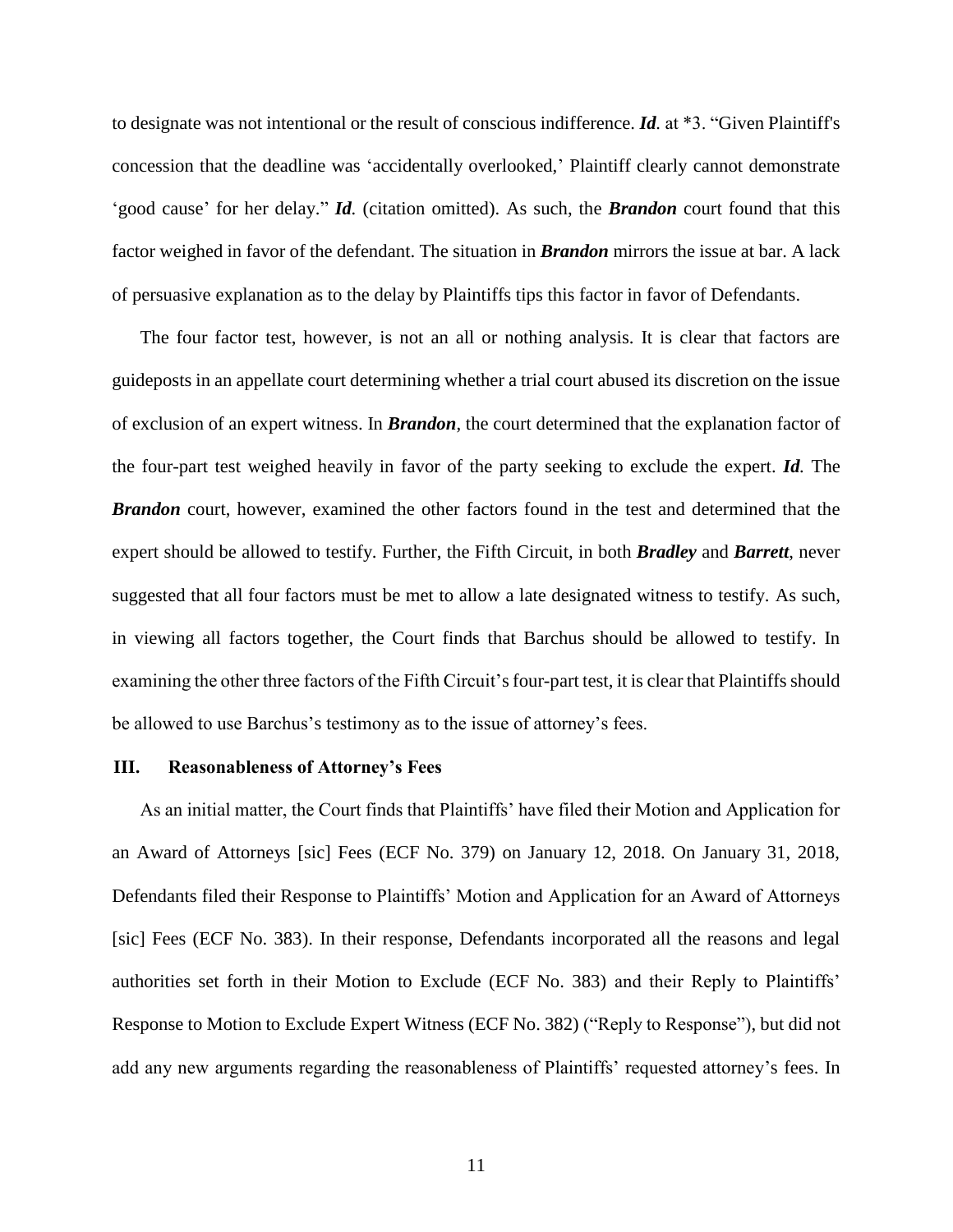to designate was not intentional or the result of conscious indifference. ***Id.*** at *3. "Given Plaintiff's concession that the deadline was 'accidentally overlooked,' Plaintiff clearly cannot demonstrate 'good cause' for her delay." ***Id.*** (citation omitted). As such, the ***Brandon*** court found that this factor weighed in favor of the defendant. The situation in ***Brandon*** mirrors the issue at bar. A lack of persuasive explanation as to the delay by Plaintiffs tips this factor in favor of Defendants.

The four factor test, however, is not an all or nothing analysis. It is clear that factors are guideposts in an appellate court determining whether a trial court abused its discretion on the issue of exclusion of an expert witness. In ***Brandon***, the court determined that the explanation factor of the four-part test weighed heavily in favor of the party seeking to exclude the expert. ***Id.*** The ***Brandon*** court, however, examined the other factors found in the test and determined that the expert should be allowed to testify. Further, the Fifth Circuit, in both ***Bradley*** and ***Barrett***, never suggested that all four factors must be met to allow a late designated witness to testify. As such, in viewing all factors together, the Court finds that Barchus should be allowed to testify. In examining the other three factors of the Fifth Circuit's four-part test, it is clear that Plaintiffs should be allowed to use Barchus's testimony as to the issue of attorney's fees.

## III. Reasonableness of Attorney's Fees

As an initial matter, the Court finds that Plaintiffs' have filed their Motion and Application for an Award of Attorneys [sic] Fees (ECF No. 379) on January 12, 2018. On January 31, 2018, Defendants filed their Response to Plaintiffs' Motion and Application for an Award of Attorneys [sic] Fees (ECF No. 383). In their response, Defendants incorporated all the reasons and legal authorities set forth in their Motion to Exclude (ECF No. 383) and their Reply to Plaintiffs' Response to Motion to Exclude Expert Witness (ECF No. 382) ("Reply to Response"), but did not add any new arguments regarding the reasonableness of Plaintiffs' requested attorney's fees. In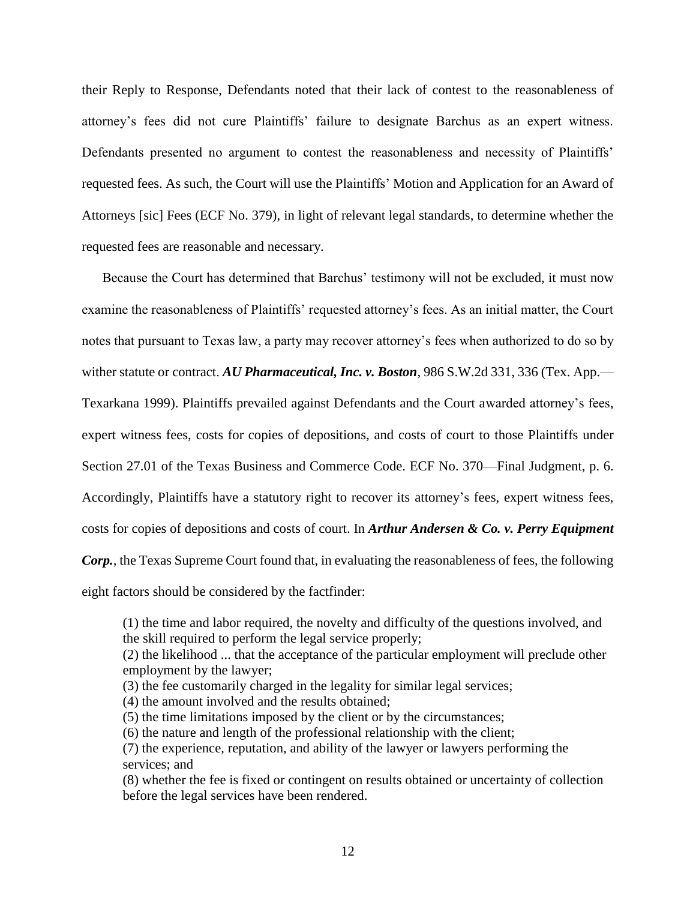their Reply to Response, Defendants noted that their lack of contest to the reasonableness of attorney's fees did not cure Plaintiffs' failure to designate Barchus as an expert witness. Defendants presented no argument to contest the reasonableness and necessity of Plaintiffs' requested fees. As such, the Court will use the Plaintiffs' Motion and Application for an Award of Attorneys [sic] Fees (ECF No. 379), in light of relevant legal standards, to determine whether the requested fees are reasonable and necessary.

Because the Court has determined that Barchus' testimony will not be excluded, it must now examine the reasonableness of Plaintiffs' requested attorney's fees. As an initial matter, the Court notes that pursuant to Texas law, a party may recover attorney's fees when authorized to do so by wither statute or contract. ***AU Pharmaceutical, Inc. v. Boston***, 986 S.W.2d 331, 336 (Tex. App.—Texarkana 1999). Plaintiffs prevailed against Defendants and the Court awarded attorney's fees, expert witness fees, costs for copies of depositions, and costs of court to those Plaintiffs under Section 27.01 of the Texas Business and Commerce Code. ECF No. 370—Final Judgment, p. 6. Accordingly, Plaintiffs have a statutory right to recover its attorney's fees, expert witness fees, costs for copies of depositions and costs of court. In ***Arthur Andersen & Co. v. Perry Equipment Corp.***, the Texas Supreme Court found that, in evaluating the reasonableness of fees, the following eight factors should be considered by the factfinder:

> (1) the time and labor required, the novelty and difficulty of the questions involved, and the skill required to perform the legal service properly;
> (2) the likelihood ... that the acceptance of the particular employment will preclude other employment by the lawyer;
> (3) the fee customarily charged in the legality for similar legal services;
> (4) the amount involved and the results obtained;
> (5) the time limitations imposed by the client or by the circumstances;
> (6) the nature and length of the professional relationship with the client;
> (7) the experience, reputation, and ability of the lawyer or lawyers performing the services; and
> (8) whether the fee is fixed or contingent on results obtained or uncertainty of collection before the legal services have been rendered.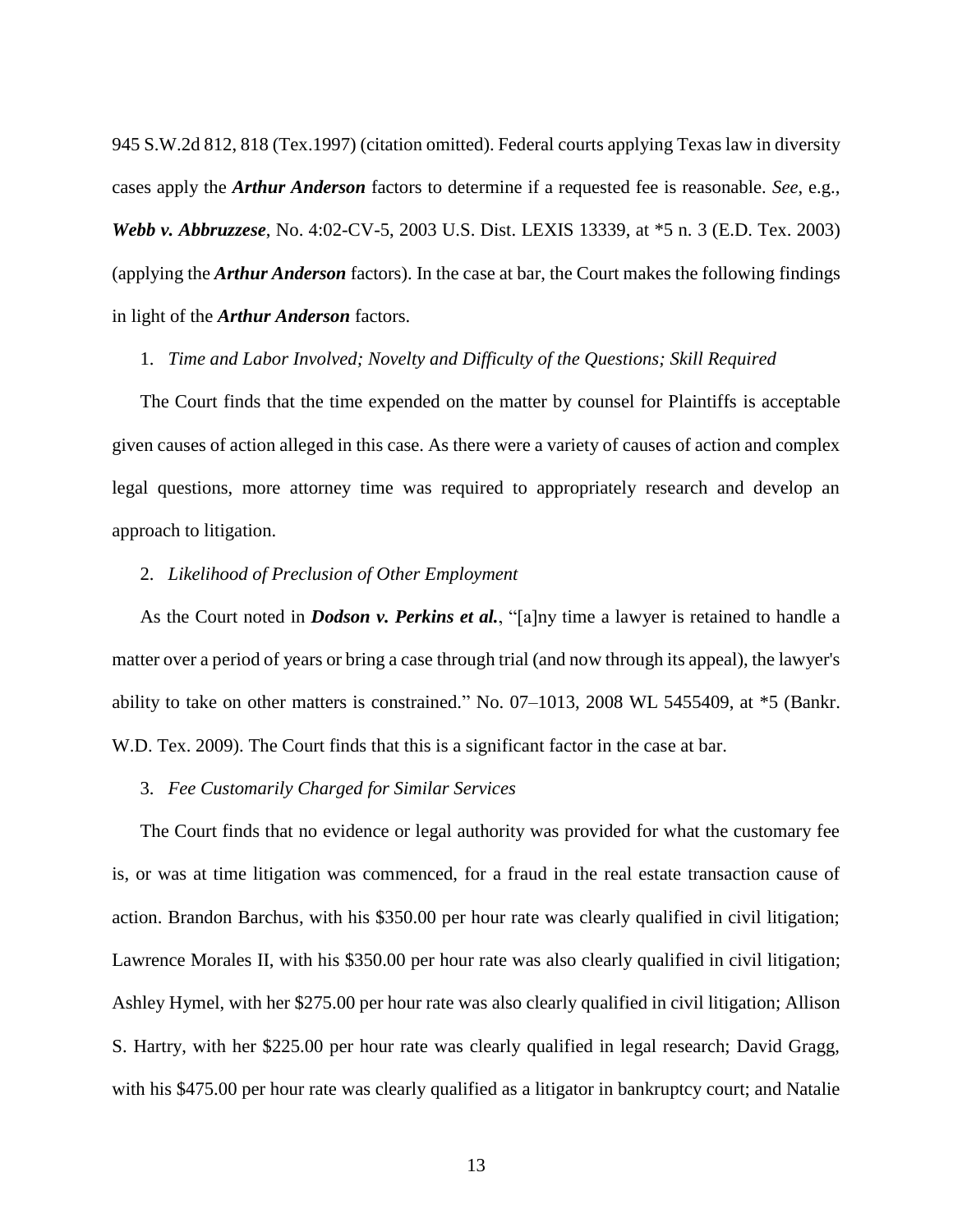945 S.W.2d 812, 818 (Tex.1997) (citation omitted). Federal courts applying Texas law in diversity cases apply the ***Arthur Anderson*** factors to determine if a requested fee is reasonable. *See*, e.g., ***Webb v. Abbruzzese***, No. 4:02-CV-5, 2003 U.S. Dist. LEXIS 13339, at *5 n. 3 (E.D. Tex. 2003) (applying the ***Arthur Anderson*** factors). In the case at bar, the Court makes the following findings in light of the ***Arthur Anderson*** factors.

1. *Time and Labor Involved; Novelty and Difficulty of the Questions; Skill Required*

The Court finds that the time expended on the matter by counsel for Plaintiffs is acceptable given causes of action alleged in this case. As there were a variety of causes of action and complex legal questions, more attorney time was required to appropriately research and develop an approach to litigation.

2. *Likelihood of Preclusion of Other Employment*

As the Court noted in ***Dodson v. Perkins et al.***, "[a]ny time a lawyer is retained to handle a matter over a period of years or bring a case through trial (and now through its appeal), the lawyer's ability to take on other matters is constrained." No. 07–1013, 2008 WL 5455409, at *5 (Bankr. W.D. Tex. 2009). The Court finds that this is a significant factor in the case at bar.

3. *Fee Customarily Charged for Similar Services*

The Court finds that no evidence or legal authority was provided for what the customary fee is, or was at time litigation was commenced, for a fraud in the real estate transaction cause of action. Brandon Barchus, with his $350.00 per hour rate was clearly qualified in civil litigation; Lawrence Morales II, with his $350.00 per hour rate was also clearly qualified in civil litigation; Ashley Hymel, with her $275.00 per hour rate was also clearly qualified in civil litigation; Allison S. Hartry, with her $225.00 per hour rate was clearly qualified in legal research; David Gragg, with his $475.00 per hour rate was clearly qualified as a litigator in bankruptcy court; and Natalie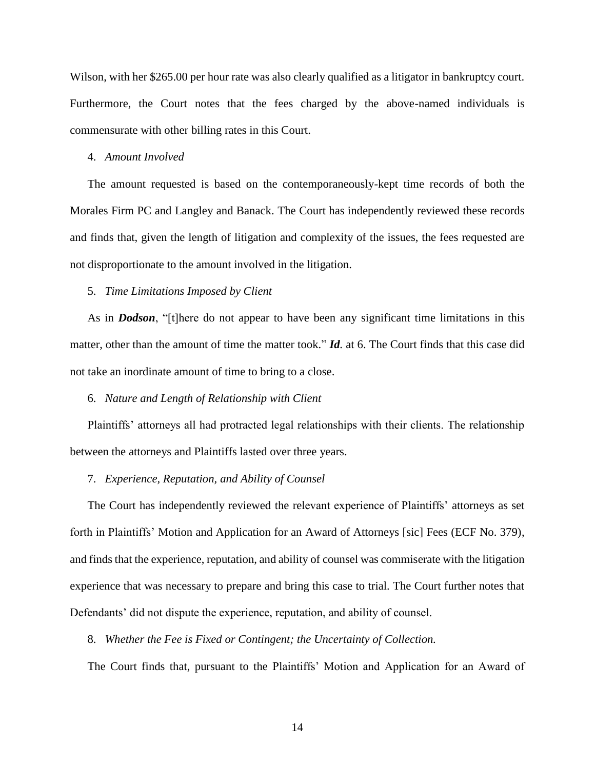Wilson, with her $265.00 per hour rate was also clearly qualified as a litigator in bankruptcy court. Furthermore, the Court notes that the fees charged by the above-named individuals is commensurate with other billing rates in this Court.

4. *Amount Involved*

The amount requested is based on the contemporaneously-kept time records of both the Morales Firm PC and Langley and Banack. The Court has independently reviewed these records and finds that, given the length of litigation and complexity of the issues, the fees requested are not disproportionate to the amount involved in the litigation.

5. *Time Limitations Imposed by Client*

As in ***Dodson***, "[t]here do not appear to have been any significant time limitations in this matter, other than the amount of time the matter took." ***Id.*** at 6. The Court finds that this case did not take an inordinate amount of time to bring to a close.

6. *Nature and Length of Relationship with Client*

Plaintiffs' attorneys all had protracted legal relationships with their clients. The relationship between the attorneys and Plaintiffs lasted over three years.

7. *Experience, Reputation, and Ability of Counsel*

The Court has independently reviewed the relevant experience of Plaintiffs' attorneys as set forth in Plaintiffs' Motion and Application for an Award of Attorneys [sic] Fees (ECF No. 379), and finds that the experience, reputation, and ability of counsel was commiserate with the litigation experience that was necessary to prepare and bring this case to trial. The Court further notes that Defendants' did not dispute the experience, reputation, and ability of counsel.

8. *Whether the Fee is Fixed or Contingent; the Uncertainty of Collection.*

The Court finds that, pursuant to the Plaintiffs' Motion and Application for an Award of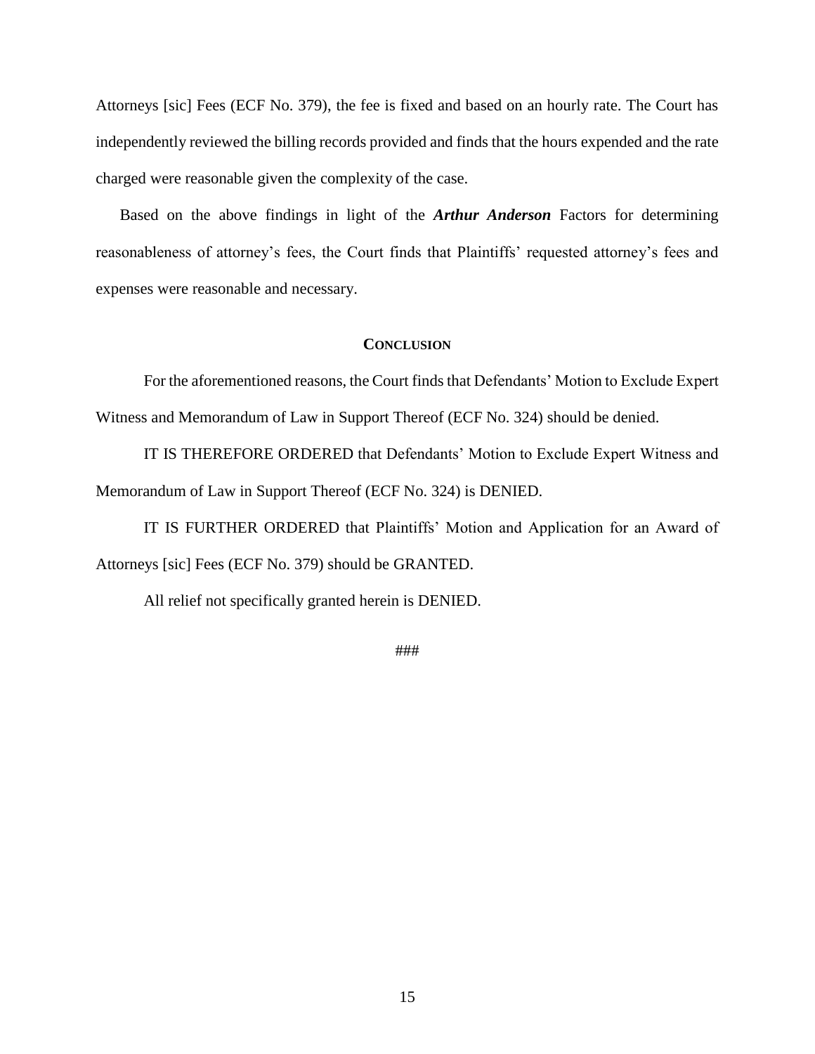Attorneys [sic] Fees (ECF No. 379), the fee is fixed and based on an hourly rate. The Court has independently reviewed the billing records provided and finds that the hours expended and the rate charged were reasonable given the complexity of the case.

Based on the above findings in light of the ***Arthur Anderson*** Factors for determining reasonableness of attorney's fees, the Court finds that Plaintiffs' requested attorney's fees and expenses were reasonable and necessary.

## **CONCLUSION**

For the aforementioned reasons, the Court finds that Defendants' Motion to Exclude Expert Witness and Memorandum of Law in Support Thereof (ECF No. 324) should be denied.

IT IS THEREFORE ORDERED that Defendants' Motion to Exclude Expert Witness and Memorandum of Law in Support Thereof (ECF No. 324) is DENIED.

IT IS FURTHER ORDERED that Plaintiffs' Motion and Application for an Award of Attorneys [sic] Fees (ECF No. 379) should be GRANTED.

All relief not specifically granted herein is DENIED.

###